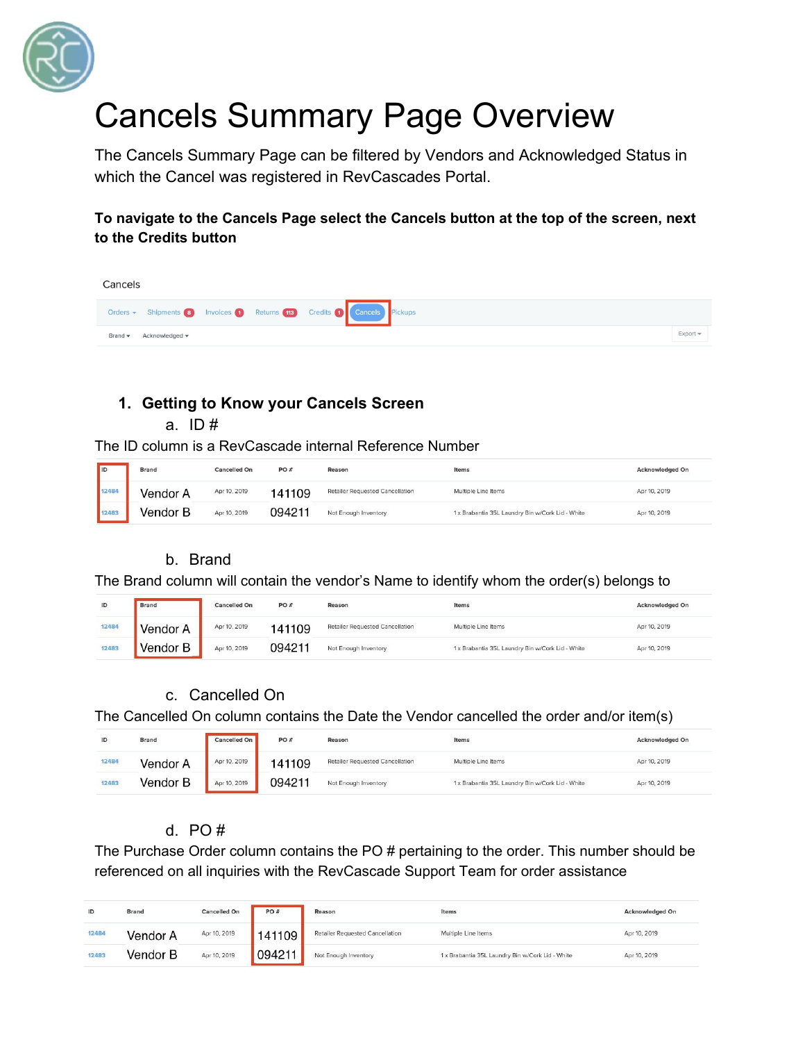# Cancels Summary Page Overview

The Cancels Summary Page can be filtered by Vendors and Acknowledged Status in which the Cancel was registered in RevCascades Portal.

**To navigate to the Cancels Page select the Cancels button at the top of the screen, next to the Credits button**

Cancels

Orders ▾ | Shipments 8 | Invoices 1 | Returns 113 | Credits 1 | Cancels | Pickups

Brand ▾ | Acknowledged ▾ | Export ▾

1. **Getting to Know your Cancels Screen**
   a. ID #

The ID column is a RevCascade internal Reference Number

| ID | Brand | Cancelled On | PO # | Reason | Items | Acknowledged On |
|---|---|---|---|---|---|---|
| 12484 | Vendor A | Apr 10, 2019 | 141109 | Retailer Requested Cancellation | Multiple Line Items | Apr 10, 2019 |
| 12483 | Vendor B | Apr 10, 2019 | 094211 | Not Enough Inventory | 1 x Brabantia 35L Laundry Bin w/Cork Lid - White | Apr 10, 2019 |

b. Brand

The Brand column will contain the vendor's Name to identify whom the order(s) belongs to

| ID | Brand | Cancelled On | PO # | Reason | Items | Acknowledged On |
|---|---|---|---|---|---|---|
| 12484 | Vendor A | Apr 10, 2019 | 141109 | Retailer Requested Cancellation | Multiple Line Items | Apr 10, 2019 |
| 12483 | Vendor B | Apr 10, 2019 | 094211 | Not Enough Inventory | 1 x Brabantia 35L Laundry Bin w/Cork Lid - White | Apr 10, 2019 |

c. Cancelled On

The Cancelled On column contains the Date the Vendor cancelled the order and/or item(s)

| ID | Brand | Cancelled On | PO # | Reason | Items | Acknowledged On |
|---|---|---|---|---|---|---|
| 12484 | Vendor A | Apr 10, 2019 | 141109 | Retailer Requested Cancellation | Multiple Line Items | Apr 10, 2019 |
| 12483 | Vendor B | Apr 10, 2019 | 094211 | Not Enough Inventory | 1 x Brabantia 35L Laundry Bin w/Cork Lid - White | Apr 10, 2019 |

d. PO #

The Purchase Order column contains the PO # pertaining to the order. This number should be referenced on all inquiries with the RevCascade Support Team for order assistance

| ID | Brand | Cancelled On | PO # | Reason | Items | Acknowledged On |
|---|---|---|---|---|---|---|
| 12484 | Vendor A | Apr 10, 2019 | 141109 | Retailer Requested Cancellation | Multiple Line Items | Apr 10, 2019 |
| 12483 | Vendor B | Apr 10, 2019 | 094211 | Not Enough Inventory | 1 x Brabantia 35L Laundry Bin w/Cork Lid - White | Apr 10, 2019 |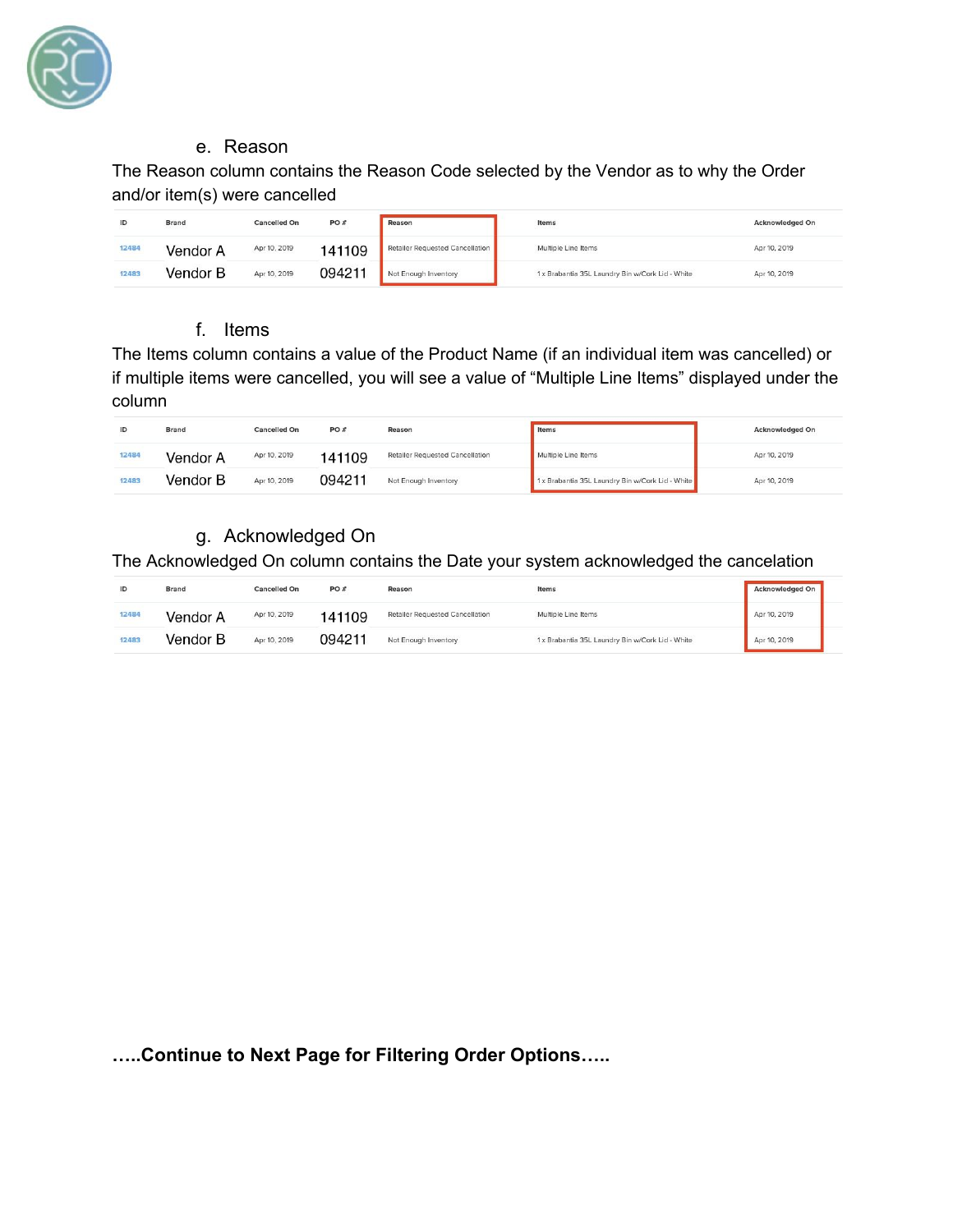e. Reason

The Reason column contains the Reason Code selected by the Vendor as to why the Order and/or item(s) were cancelled

| ID | Brand | Cancelled On | PO # | Reason | Items | Acknowledged On |
|---|---|---|---|---|---|---|
| 12484 | Vendor A | Apr 10, 2019 | 141109 | Retailer Requested Cancellation | Multiple Line Items | Apr 10, 2019 |
| 12483 | Vendor B | Apr 10, 2019 | 094211 | Not Enough Inventory | 1 x Brabantia 35L Laundry Bin w/Cork Lid - White | Apr 10, 2019 |

f. Items

The Items column contains a value of the Product Name (if an individual item was cancelled) or if multiple items were cancelled, you will see a value of “Multiple Line Items” displayed under the column

| ID | Brand | Cancelled On | PO # | Reason | Items | Acknowledged On |
|---|---|---|---|---|---|---|
| 12484 | Vendor A | Apr 10, 2019 | 141109 | Retailer Requested Cancellation | Multiple Line Items | Apr 10, 2019 |
| 12483 | Vendor B | Apr 10, 2019 | 094211 | Not Enough Inventory | 1 x Brabantia 35L Laundry Bin w/Cork Lid - White | Apr 10, 2019 |

g. Acknowledged On

The Acknowledged On column contains the Date your system acknowledged the cancelation

| ID | Brand | Cancelled On | PO # | Reason | Items | Acknowledged On |
|---|---|---|---|---|---|---|
| 12484 | Vendor A | Apr 10, 2019 | 141109 | Retailer Requested Cancellation | Multiple Line Items | Apr 10, 2019 |
| 12483 | Vendor B | Apr 10, 2019 | 094211 | Not Enough Inventory | 1 x Brabantia 35L Laundry Bin w/Cork Lid - White | Apr 10, 2019 |

**…..Continue to Next Page for Filtering Order Options…..**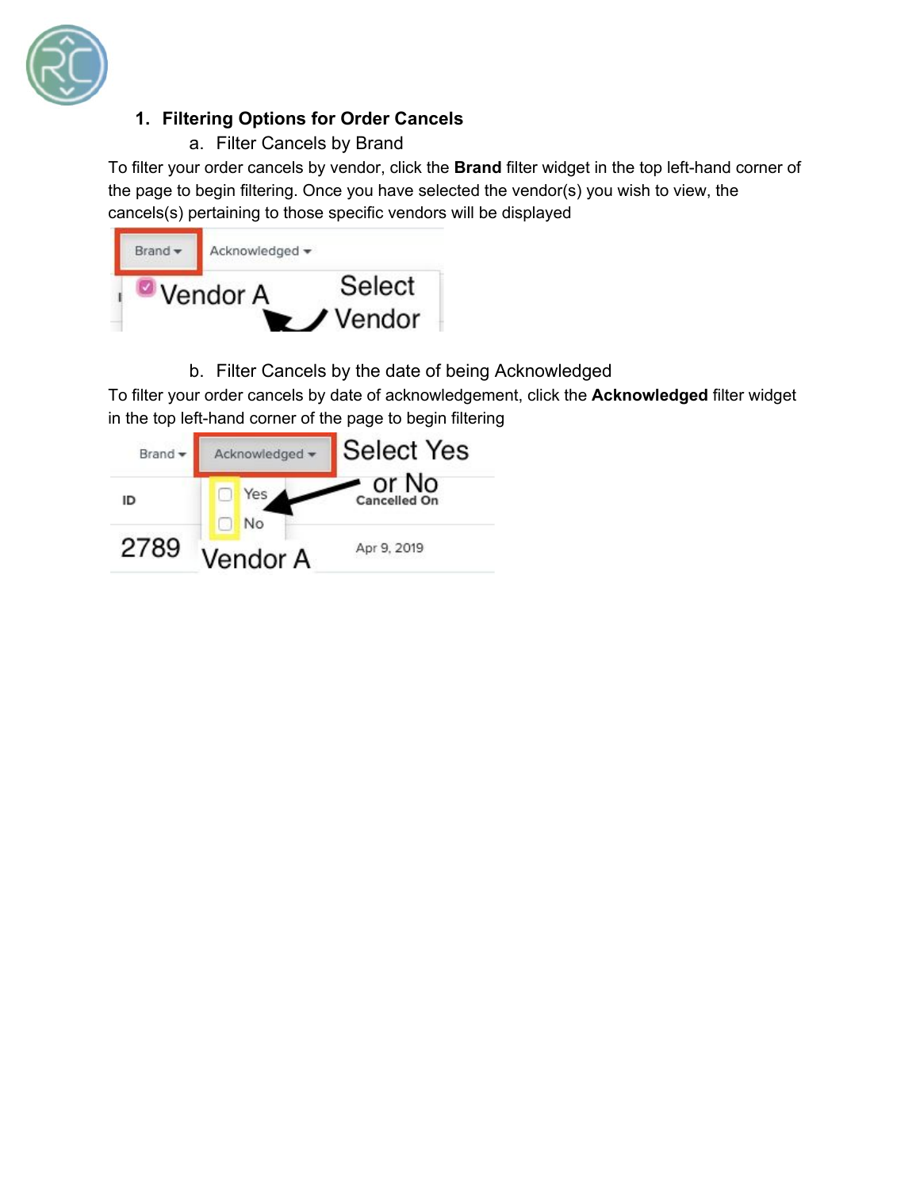## 1. Filtering Options for Order Cancels

### a. Filter Cancels by Brand

To filter your order cancels by vendor, click the **Brand** filter widget in the top left-hand corner of the page to begin filtering. Once you have selected the vendor(s) you wish to view, the cancels(s) pertaining to those specific vendors will be displayed

### b. Filter Cancels by the date of being Acknowledged

To filter your order cancels by date of acknowledgement, click the **Acknowledged** filter widget in the top left-hand corner of the page to begin filtering